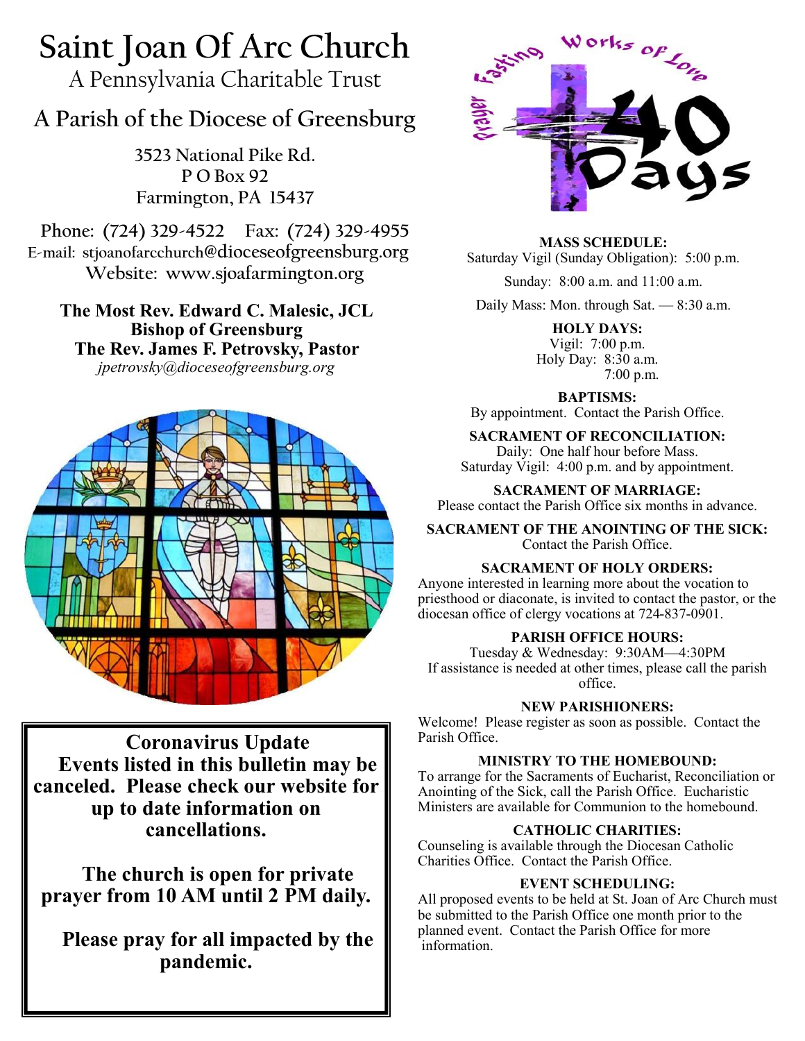# Saint Joan Of Arc Church

A Pennsylvania Charitable Trust

## A Parish of the Diocese of Greensburg

3523 National Pike Rd.
P O Box 92
Farmington, PA 15437

Phone: (724) 329-4522 Fax: (724) 329-4955
E-mail: stjoanofarcchurch@dioceseofgreensburg.org
Website: www.sjoafarmington.org

**The Most Rev. Edward C. Malesic, JCL**
**Bishop of Greensburg**
**The Rev. James F. Petrovsky, Pastor**
*jpetrovsky@dioceseofgreensburg.org*

**Coronavirus Update**
**Events listed in this bulletin may be canceled. Please check our website for up to date information on cancellations.**

**The church is open for private prayer from 10 AM until 2 PM daily.**

**Please pray for all impacted by the pandemic.**

Prayer Fasting Works of Love
40 Days

**MASS SCHEDULE:**
Saturday Vigil (Sunday Obligation): 5:00 p.m.

Sunday: 8:00 a.m. and 11:00 a.m.

Daily Mass: Mon. through Sat. — 8:30 a.m.

**HOLY DAYS:**
Vigil: 7:00 p.m.
Holy Day: 8:30 a.m.
7:00 p.m.

**BAPTISMS:**
By appointment. Contact the Parish Office.

**SACRAMENT OF RECONCILIATION:**
Daily: One half hour before Mass.
Saturday Vigil: 4:00 p.m. and by appointment.

**SACRAMENT OF MARRIAGE:**
Please contact the Parish Office six months in advance.

**SACRAMENT OF THE ANOINTING OF THE SICK:**
Contact the Parish Office.

**SACRAMENT OF HOLY ORDERS:**
Anyone interested in learning more about the vocation to priesthood or diaconate, is invited to contact the pastor, or the diocesan office of clergy vocations at 724-837-0901.

**PARISH OFFICE HOURS:**
Tuesday & Wednesday: 9:30AM—4:30PM
If assistance is needed at other times, please call the parish office.

**NEW PARISHIONERS:**
Welcome! Please register as soon as possible. Contact the Parish Office.

**MINISTRY TO THE HOMEBOUND:**
To arrange for the Sacraments of Eucharist, Reconciliation or Anointing of the Sick, call the Parish Office. Eucharistic Ministers are available for Communion to the homebound.

**CATHOLIC CHARITIES:**
Counseling is available through the Diocesan Catholic Charities Office. Contact the Parish Office.

**EVENT SCHEDULING:**
All proposed events to be held at St. Joan of Arc Church must be submitted to the Parish Office one month prior to the planned event. Contact the Parish Office for more information.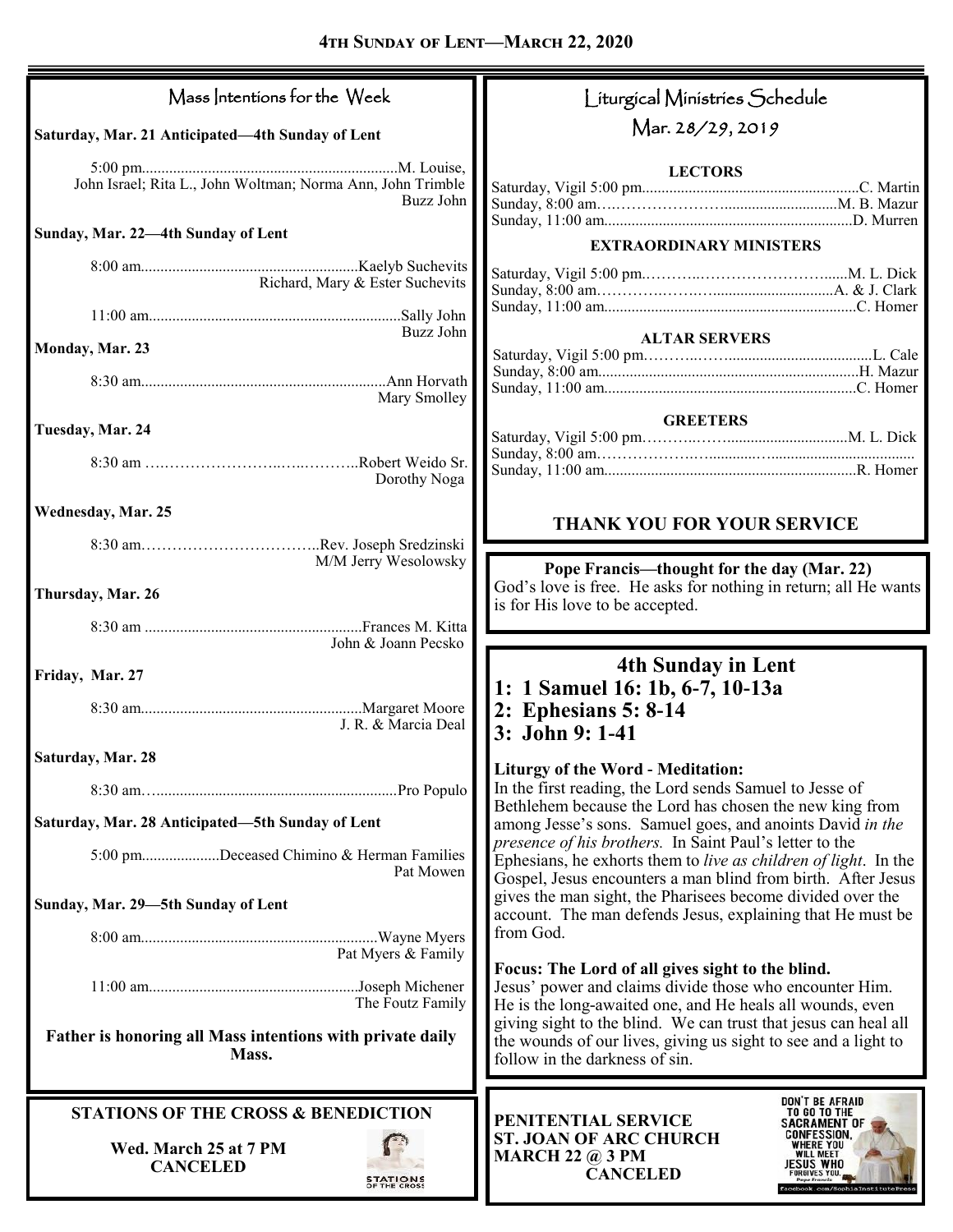## 4TH SUNDAY OF LENT—MARCH 22, 2020

### Mass Intentions for the Week

**Saturday, Mar. 21 Anticipated—4th Sunday of Lent**

5:00 pm.................................................................M. Louise, John Israel; Rita L., John Woltman; Norma Ann, John Trimble
Buzz John

**Sunday, Mar. 22—4th Sunday of Lent**

8:00 am........................................................Kaelyb Suchevits
Richard, Mary & Ester Suchevits

11:00 am.................................................................Sally John
Buzz John

**Monday, Mar. 23**

8:30 am...............................................................Ann Horvath
Mary Smolley

**Tuesday, Mar. 24**

8:30 am ….…………………..….…..……..Robert Weido Sr.
Dorothy Noga

**Wednesday, Mar. 25**

8:30 am……………………………..Rev. Joseph Sredzinski
M/M Jerry Wesolowsky

**Thursday, Mar. 26**

8:30 am .......................................................Frances M. Kitta
John & Joann Pecsko

**Friday, Mar. 27**

8:30 am.........................................................Margaret Moore
J. R. & Marcia Deal

**Saturday, Mar. 28**

8:30 am…...............................................................Pro Populo

**Saturday, Mar. 28 Anticipated—5th Sunday of Lent**

5:00 pm....................Deceased Chimino & Herman Families
Pat Mowen

**Sunday, Mar. 29—5th Sunday of Lent**

8:00 am............................................................Wayne Myers
Pat Myers & Family

11:00 am......................................................Joseph Michener
The Foutz Family

**Father is honoring all Mass intentions with private daily Mass.**

### STATIONS OF THE CROSS & BENEDICTION

**Wed. March 25 at 7 PM**
**CANCELED**

### Liturgical Ministries Schedule
### Mar. 28/29, 2019

**LECTORS**

Saturday, Vigil 5:00 pm........................................................C. Martin
Sunday, 8:00 am….………………….............................M. B. Mazur
Sunday, 11:00 am................................................................D. Murren

**EXTRAORDINARY MINISTERS**

Saturday, Vigil 5:00 pm.………..………………………......M. L. Dick
Sunday, 8:00 am………….………..............................A. & J. Clark
Sunday, 11:00 am.................................................................C. Homer

**ALTAR SERVERS**

Saturday, Vigil 5:00 pm………..……......................................L. Cale
Sunday, 8:00 am...................................................................H. Mazur
Sunday, 11:00 am.................................................................C. Homer

**GREETERS**

Saturday, Vigil 5:00 pm……….……................................M. L. Dick
Sunday, 8:00 am……………….….........…....................................
Sunday, 11:00 am.................................................................R. Homer

**THANK YOU FOR YOUR SERVICE**

**Pope Francis—thought for the day (Mar. 22)**
God's love is free. He asks for nothing in return; all He wants is for His love to be accepted.

### 4th Sunday in Lent

**1: 1 Samuel 16: 1b, 6-7, 10-13a**
**2: Ephesians 5: 8-14**
**3: John 9: 1-41**

**Liturgy of the Word - Meditation:**
In the first reading, the Lord sends Samuel to Jesse of Bethlehem because the Lord has chosen the new king from among Jesse's sons. Samuel goes, and anoints David *in the presence of his brothers.* In Saint Paul's letter to the Ephesians, he exhorts them to *live as children of light*. In the Gospel, Jesus encounters a man blind from birth. After Jesus gives the man sight, the Pharisees become divided over the account. The man defends Jesus, explaining that He must be from God.

**Focus: The Lord of all gives sight to the blind.**
Jesus' power and claims divide those who encounter Him. He is the long-awaited one, and He heals all wounds, even giving sight to the blind. We can trust that jesus can heal all the wounds of our lives, giving us sight to see and a light to follow in the darkness of sin.

**PENITENTIAL SERVICE**
**ST. JOAN OF ARC CHURCH**
**MARCH 22 @ 3 PM**
**CANCELED**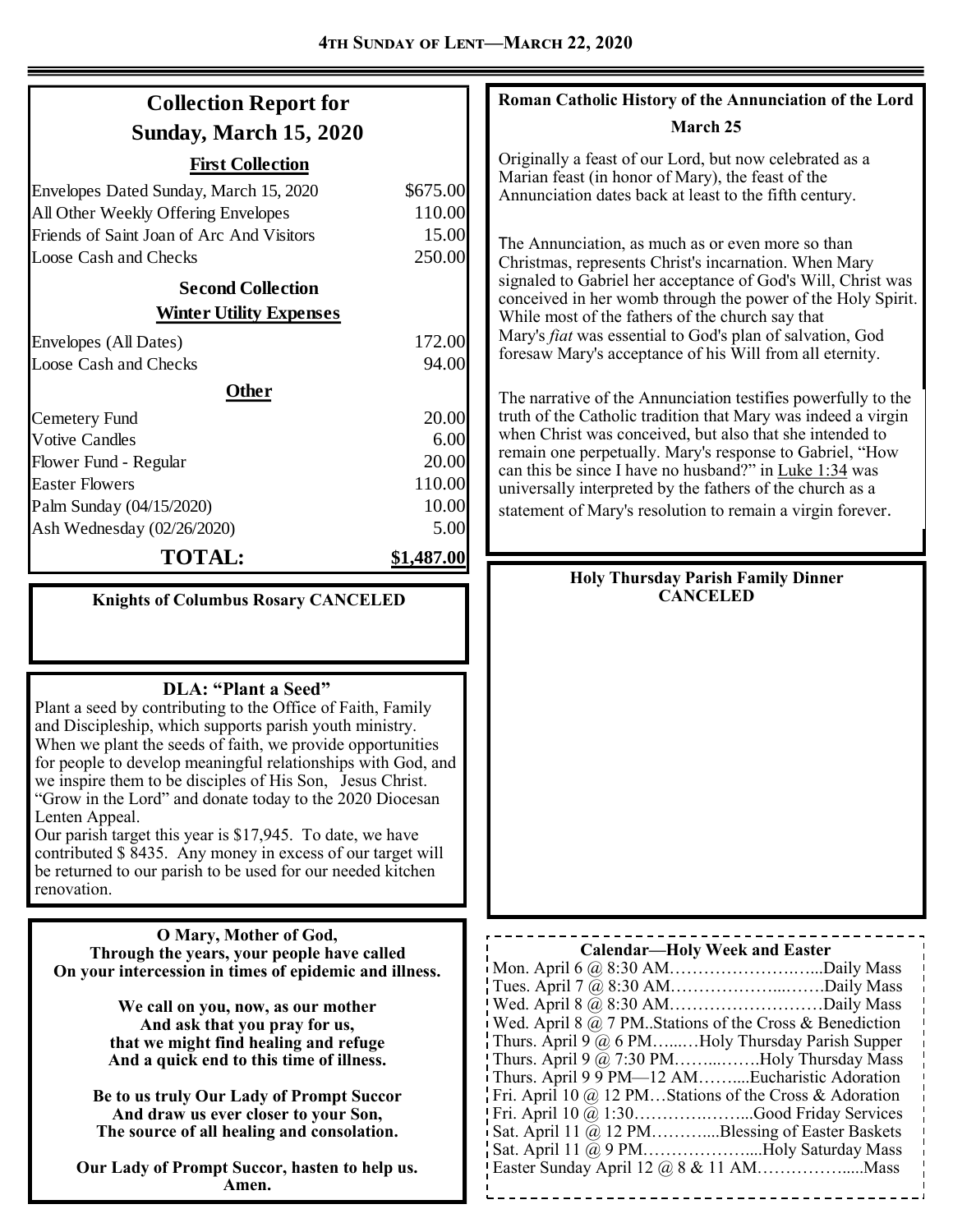## Collection Report for Sunday, March 15, 2020

### First Collection

| | |
|---|---|
| Envelopes Dated Sunday, March 15, 2020 | $675.00 |
| All Other Weekly Offering Envelopes | 110.00 |
| Friends of Saint Joan of Arc And Visitors | 15.00 |
| Loose Cash and Checks | 250.00 |

### Second Collection

**Winter Utility Expenses**

| | |
|---|---|
| Envelopes (All Dates) | 172.00 |
| Loose Cash and Checks | 94.00 |

### Other

| | |
|---|---|
| Cemetery Fund | 20.00 |
| Votive Candles | 6.00 |
| Flower Fund - Regular | 20.00 |
| Easter Flowers | 110.00 |
| Palm Sunday (04/15/2020) | 10.00 |
| Ash Wednesday (02/26/2020) | 5.00 |
| **TOTAL:** | **$1,487.00** |

**Knights of Columbus Rosary CANCELED**

### DLA: "Plant a Seed"

Plant a seed by contributing to the Office of Faith, Family and Discipleship, which supports parish youth ministry. When we plant the seeds of faith, we provide opportunities for people to develop meaningful relationships with God, and we inspire them to be disciples of His Son, Jesus Christ. "Grow in the Lord" and donate today to the 2020 Diocesan Lenten Appeal.

Our parish target this year is $17,945. To date, we have contributed $ 8435. Any money in excess of our target will be returned to our parish to be used for our needed kitchen renovation.

**O Mary, Mother of God,**
**Through the years, your people have called**
**On your intercession in times of epidemic and illness.**

**We call on you, now, as our mother**
**And ask that you pray for us,**
**that we might find healing and refuge**
**And a quick end to this time of illness.**

**Be to us truly Our Lady of Prompt Succor**
**And draw us ever closer to your Son,**
**The source of all healing and consolation.**

**Our Lady of Prompt Succor, hasten to help us.**
**Amen.**

### Roman Catholic History of the Annunciation of the Lord

**March 25**

Originally a feast of our Lord, but now celebrated as a Marian feast (in honor of Mary), the feast of the Annunciation dates back at least to the fifth century.

The Annunciation, as much as or even more so than Christmas, represents Christ's incarnation. When Mary signaled to Gabriel her acceptance of God's Will, Christ was conceived in her womb through the power of the Holy Spirit. While most of the fathers of the church say that Mary's *fiat* was essential to God's plan of salvation, God foresaw Mary's acceptance of his Will from all eternity.

The narrative of the Annunciation testifies powerfully to the truth of the Catholic tradition that Mary was indeed a virgin when Christ was conceived, but also that she intended to remain one perpetually. Mary's response to Gabriel, "How can this be since I have no husband?" in Luke 1:34 was universally interpreted by the fathers of the church as a statement of Mary's resolution to remain a virgin forever.

**Holy Thursday Parish Family Dinner CANCELED**

### Calendar—Holy Week and Easter

- Mon. April 6 @ 8:30 AM……………………...Daily Mass
- Tues. April 7 @ 8:30 AM………………...…….Daily Mass
- Wed. April 8 @ 8:30 AM………………………Daily Mass
- Wed. April 8 @ 7 PM..Stations of the Cross & Benediction
- Thurs. April 9 @ 6 PM…...…Holy Thursday Parish Supper
- Thurs. April 9 @ 7:30 PM……...…….Holy Thursday Mass
- Thurs. April 9 9 PM—12 AM……....Eucharistic Adoration
- Fri. April 10 @ 12 PM…Stations of the Cross & Adoration
- Fri. April 10 @ 1:30…………….……...Good Friday Services
- Sat. April 11 @ 12 PM………....Blessing of Easter Baskets
- Sat. April 11 @ 9 PM………………....Holy Saturday Mass
- Easter Sunday April 12 @ 8 & 11 AM……………....Mass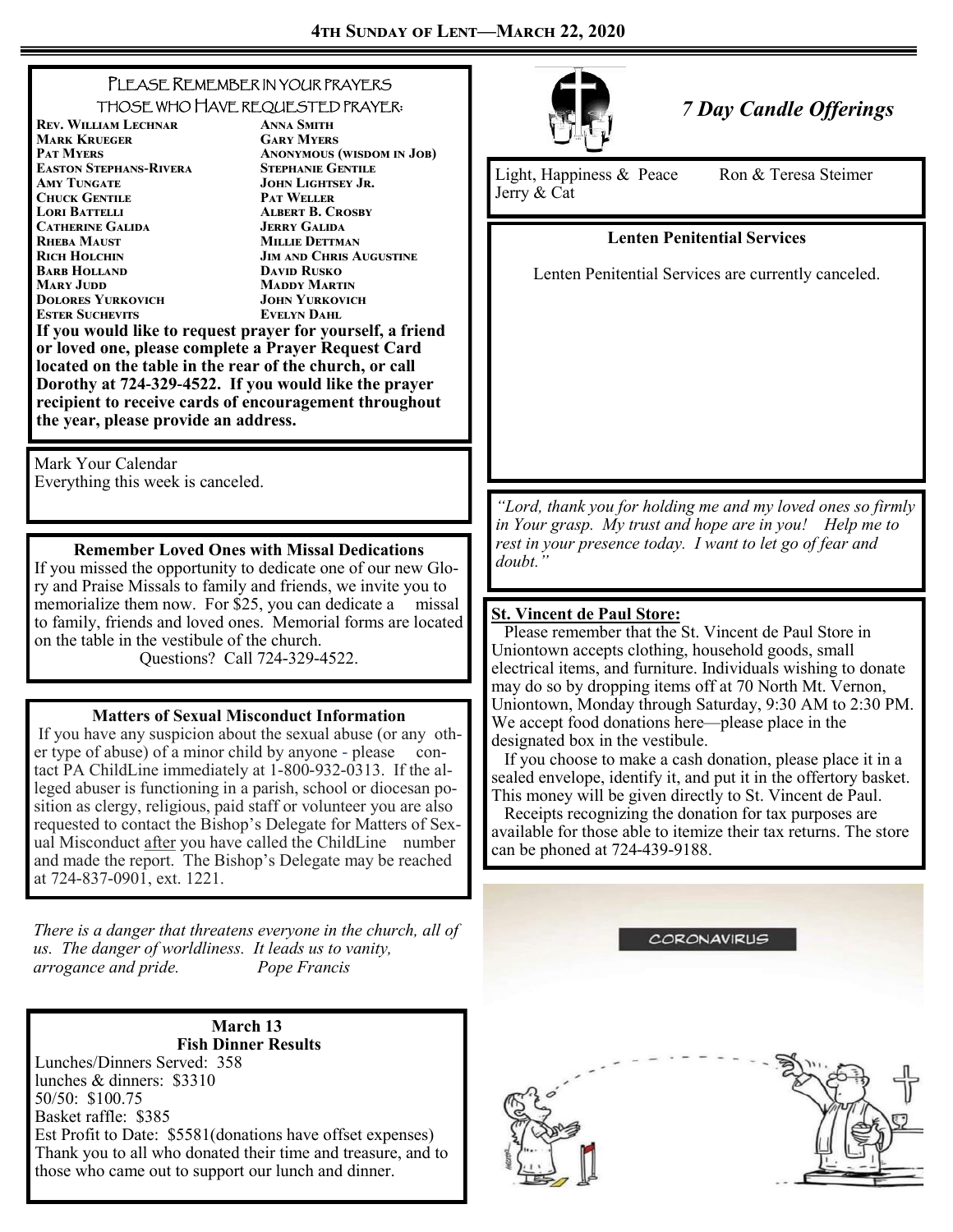## Please Remember in Your Prayers Those Who Have Requested Prayer:

**Rev. William Lechnar**
**Mark Krueger**
**Pat Myers**
**Easton Stephans-Rivera**
**Amy Tungate**
**Chuck Gentile**
**Lori Battelli**
**Catherine Galida**
**Rheba Maust**
**Rich Holchin**
**Barb Holland**
**Mary Judd**
**Dolores Yurkovich**
**Ester Suchevits**
**Anna Smith**
**Gary Myers**
**Anonymous (wisdom in Job)**
**Stephanie Gentile**
**John Lightsey Jr.**
**Pat Weller**
**Albert B. Crosby**
**Jerry Galida**
**Millie Dettman**
**Jim and Chris Augustine**
**David Rusko**
**Maddy Martin**
**John Yurkovich**
**Evelyn Dahl**

**If you would like to request prayer for yourself, a friend or loved one, please complete a Prayer Request Card located on the table in the rear of the church, or call Dorothy at 724-329-4522. If you would like the prayer recipient to receive cards of encouragement throughout the year, please provide an address.**

Mark Your Calendar
Everything this week is canceled.

**Remember Loved Ones with Missal Dedications**

If you missed the opportunity to dedicate one of our new Glory and Praise Missals to family and friends, we invite you to memorialize them now. For $25, you can dedicate a missal to family, friends and loved ones. Memorial forms are located on the table in the vestibule of the church.
Questions? Call 724-329-4522.

**Matters of Sexual Misconduct Information**

If you have any suspicion about the sexual abuse (or any other type of abuse) of a minor child by anyone - please contact PA ChildLine immediately at 1-800-932-0313. If the alleged abuser is functioning in a parish, school or diocesan position as clergy, religious, paid staff or volunteer you are also requested to contact the Bishop's Delegate for Matters of Sexual Misconduct after you have called the ChildLine number and made the report. The Bishop's Delegate may be reached at 724-837-0901, ext. 1221.

*There is a danger that threatens everyone in the church, all of us. The danger of worldliness. It leads us to vanity, arrogance and pride. Pope Francis*

**March 13**
**Fish Dinner Results**

Lunches/Dinners Served: 358
lunches & dinners: $3310
50/50: $100.75
Basket raffle: $385
Est Profit to Date: $5581(donations have offset expenses)
Thank you to all who donated their time and treasure, and to those who came out to support our lunch and dinner.

## *7 Day Candle Offerings*

Light, Happiness & Peace Ron & Teresa Steimer
Jerry & Cat

**Lenten Penitential Services**

Lenten Penitential Services are currently canceled.

*"Lord, thank you for holding me and my loved ones so firmly in Your grasp. My trust and hope are in you! Help me to rest in your presence today. I want to let go of fear and doubt."*

**St. Vincent de Paul Store:**

Please remember that the St. Vincent de Paul Store in Uniontown accepts clothing, household goods, small electrical items, and furniture. Individuals wishing to donate may do so by dropping items off at 70 North Mt. Vernon, Uniontown, Monday through Saturday, 9:30 AM to 2:30 PM. We accept food donations here—please place in the designated box in the vestibule.

If you choose to make a cash donation, please place it in a sealed envelope, identify it, and put it in the offertory basket. This money will be given directly to St. Vincent de Paul.

Receipts recognizing the donation for tax purposes are available for those able to itemize their tax returns. The store can be phoned at 724-439-9188.

CORONAVIRUS